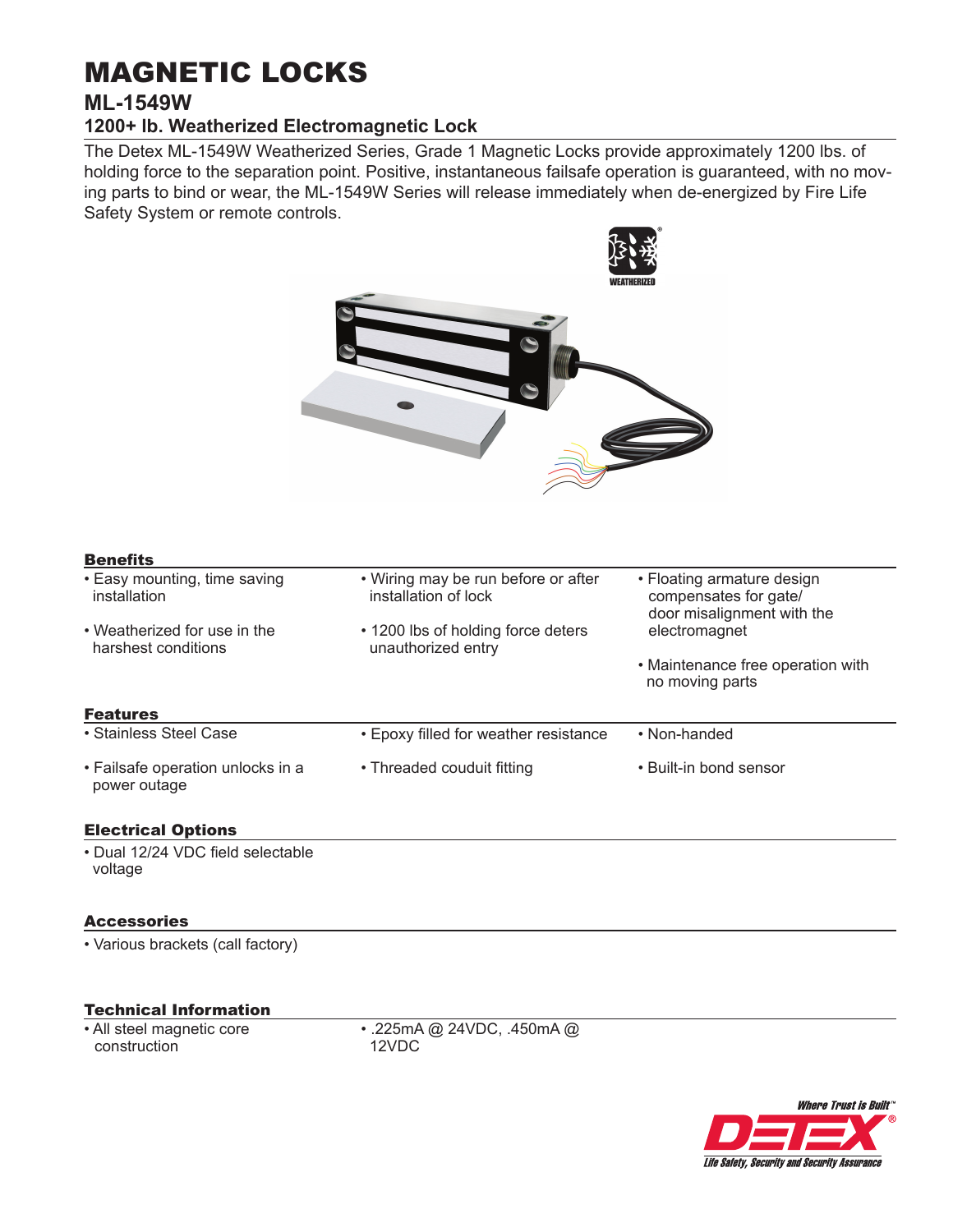# MAGNETIC LOCKS

## ML-1549W

### 1200+ lb. Weatherized Electromagnetic Lock

The Detex ML-1549W Weatherized Series, Grade 1 Magnetic Locks provide approximately 1200 lbs. of holding force to the separation point. Positive, instantaneous failsafe operation is guaranteed, with no moving parts to bind or wear, the ML-1549W Series will release immediately when de-energized by Fire Life Safety System or remote controls.

WEATHERIZED

### Benefits

- Easy mounting, time saving installation
- Weatherized for use in the harshest conditions
- Wiring may be run before or after installation of lock
- 1200 lbs of holding force deters unauthorized entry
- Floating armature design compensates for gate/ door misalignment with the electromagnet
- Maintenance free operation with no moving parts

### Features

- Stainless Steel Case
- Failsafe operation unlocks in a power outage
- Epoxy filled for weather resistance
- Threaded couduit fitting
- Non-handed
- Built-in bond sensor

### Electrical Options

- Dual 12/24 VDC field selectable voltage

### Accessories

- Various brackets (call factory)

### Technical Information

- All steel magnetic core construction
- .225mA @ 24VDC, .450mA @ 12VDC

*Where Trust is Built™*

DETEX®

*Life Safety, Security and Security Assurance*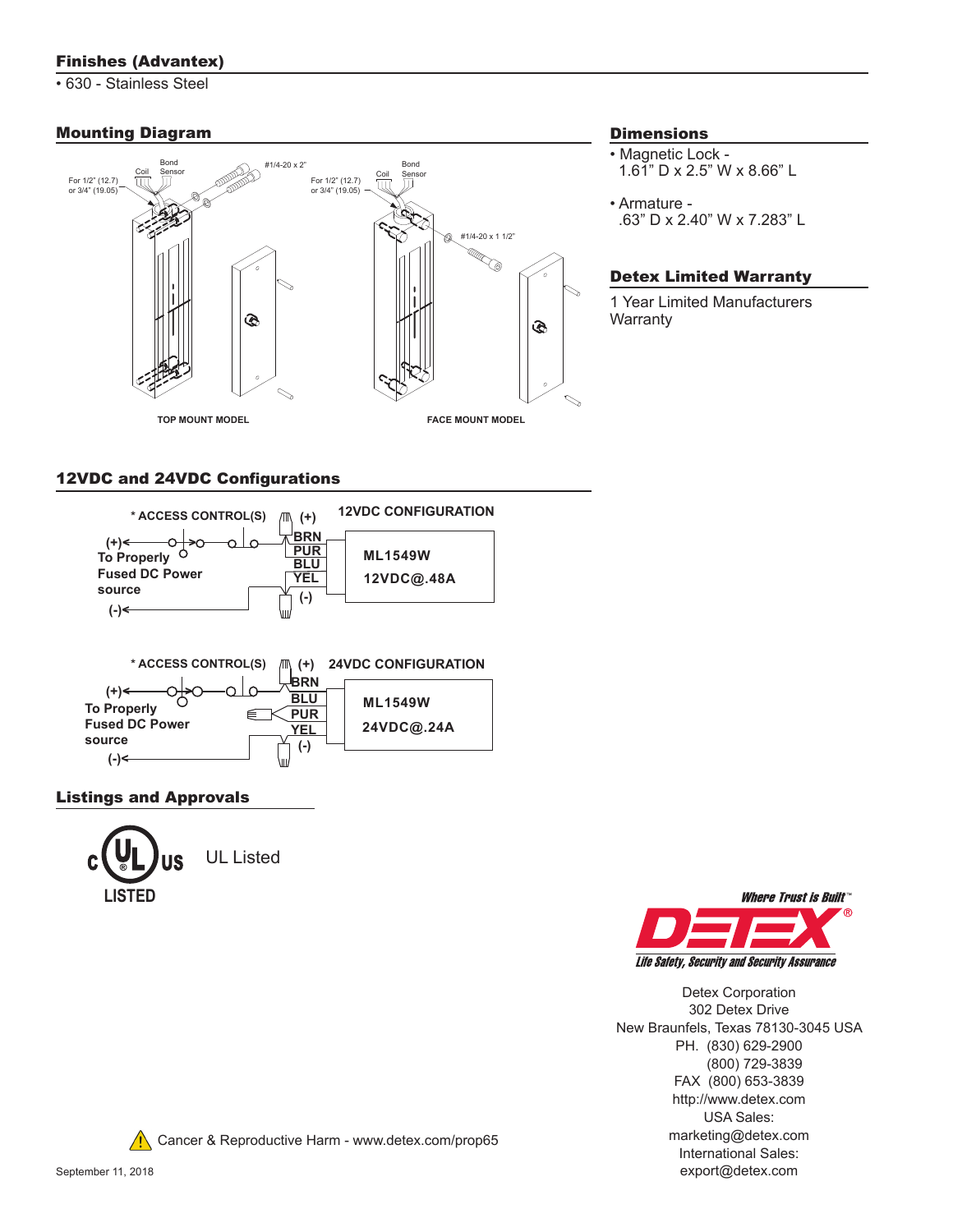## Finises (Advantex)

• 630 - Stainless Steel

## Mounting Diagram

Coil
Bond Sensor
#1/4-20 x 2"
For 1/2" (12.7) or 3/4" (19.05)

Coil
Bond Sensor
For 1/2" (12.7) or 3/4" (19.05)
#1/4-20 x 1 1/2"

TOP MOUNT MODEL

FACE MOUNT MODEL

## Dimensions

- Magnetic Lock - 1.61" D x 2.5" W x 8.66" L
- Armature - .63" D x 2.40" W x 7.283" L

## Detex Limited Warranty

1 Year Limited Manufacturers Warranty

## 12VDC and 24VDC Configurations

* ACCESS CONTROL(S)
(+)
12VDC CONFIGURATION
(+)
To Properly Fused DC Power source
(-)
BRN
PUR
BLU
YEL
(-)
ML1549W
12VDC@.48A

* ACCESS CONTROL(S)
(+)
24VDC CONFIGURATION
(+)
To Properly Fused DC Power source
(-)
BRN
BLU
PUR
YEL
(-)
ML1549W
24VDC@.24A

## Listings and Approvals

c UL US LISTED

UL Listed

Where Trust is Built™

DETEX®

Life Safety, Security and Security Assurance

Detex Corporation
302 Detex Drive
New Braunfels, Texas 78130-3045 USA
PH. (830) 629-2900
(800) 729-3839
FAX (800) 653-3839
http://www.detex.com
USA Sales:
marketing@detex.com
International Sales:
export@detex.com

⚠ Cancer & Reproductive Harm - www.detex.com/prop65

September 11, 2018